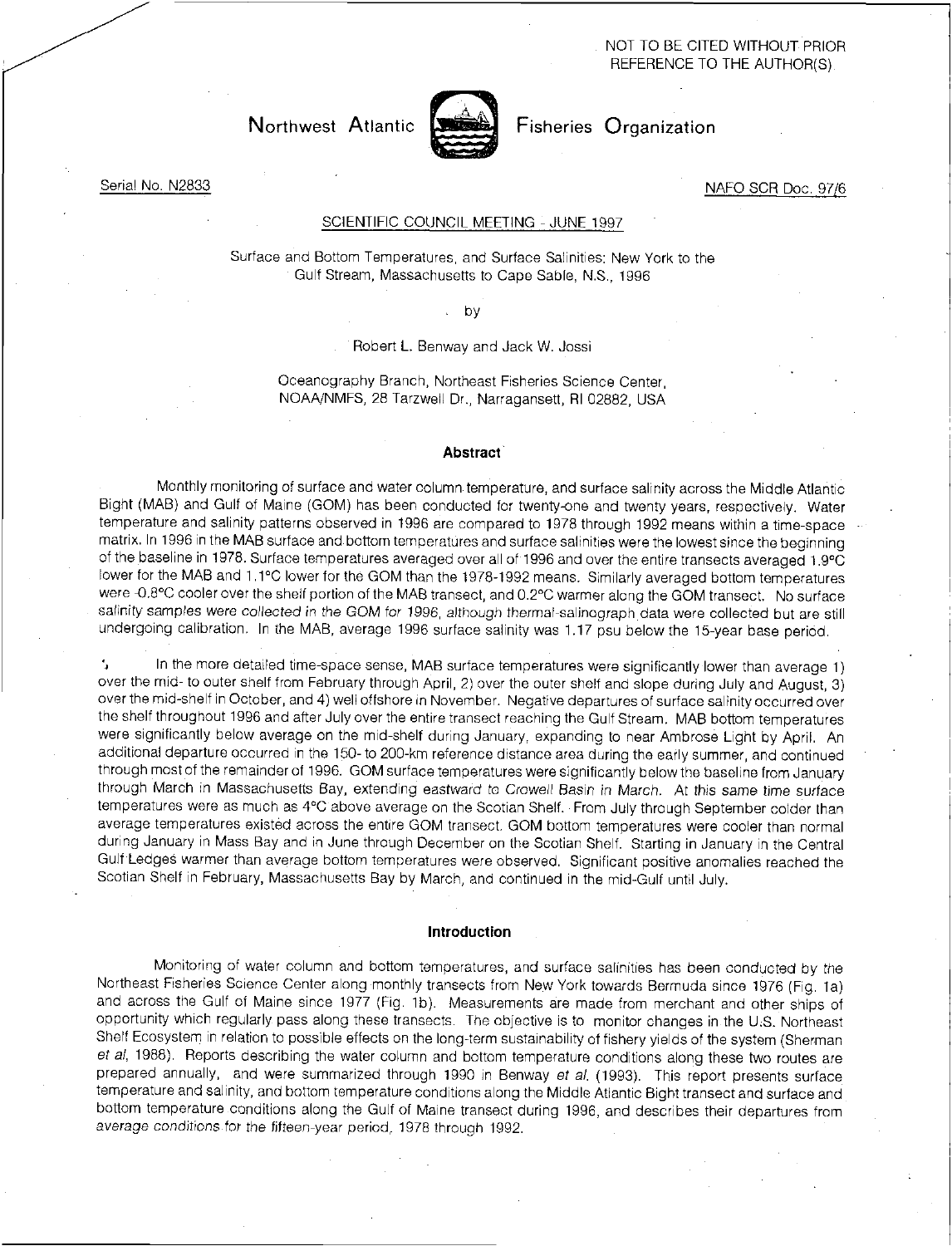NOT TO BE CITED WITHOUT PRIOR REFERENCE TO THE AUTHOR(S)

Northwest Atlantic Fisheries Organization

Serial No. N2833

NAFO SCR Doc. 97/6

SCIENTIFIC COUNCIL MEETING - JUNE 1997

# Surface and Bottom Temperatures, and Surface Salinities: New York to the Gulf Stream, Massachusetts to Cape Sable, N.S., 1996

by

Robert L. Benway and Jack W. Jossi

Oceanography Branch, Northeast Fisheries Science Center, NOAA/NMFS, 28 Tarzwell Dr., Narragansett, RI 02882, USA

## Abstract

Monthly monitoring of surface and water column temperature, and surface salinity across the Middle Atlantic Bight (MAB) and Gulf of Maine (GOM) has been conducted for twenty-one and twenty years, respectively. Water temperature and salinity patterns observed in 1996 are compared to 1978 through 1992 means within a time-space matrix. In 1996 in the MAB surface and bottom temperatures and surface salinities were the lowest since the beginning of the baseline in 1978. Surface temperatures averaged over all of 1996 and over the entire transects averaged 1.9°C lower for the MAB and 1.1°C lower for the GOM than the 1978-1992 means. Similarly averaged bottom temperatures were -0.8°C cooler over the shelf portion of the MAB transect, and 0.2°C warmer along the GOM transect. No surface salinity samples were collected in the GOM for 1996, although thermal-salinograph data were collected but are still undergoing calibration. In the MAB, average 1996 surface salinity was 1.17 psu below the 15-year base period.

In the more detailed time-space sense, MAB surface temperatures were significantly lower than average 1) over the mid- to outer shelf from February through April, 2) over the outer shelf and slope during July and August, 3) over the mid-shelf in October, and 4) well offshore in November. Negative departures of surface salinity occurred over the shelf throughout 1996 and after July over the entire transect reaching the Gulf Stream. MAB bottom temperatures were significantly below average on the mid-shelf during January, expanding to near Ambrose Light by April. An additional departure occurred in the 150- to 200-km reference distance area during the early summer, and continued through most of the remainder of 1996. GOM surface temperatures were significantly below the baseline from January through March in Massachusetts Bay, extending eastward to Crowell Basin in March. At this same time surface temperatures were as much as 4°C above average on the Scotian Shelf. From July through September colder than average temperatures existed across the entire GOM transect. GOM bottom temperatures were cooler than normal during January in Mass Bay and in June through December on the Scotian Shelf. Starting in January in the Central Gulf Ledges warmer than average bottom temperatures were observed. Significant positive anomalies reached the Scotian Shelf in February, Massachusetts Bay by March, and continued in the mid-Gulf until July.

## Introduction

Monitoring of water column and bottom temperatures, and surface salinities has been conducted by the Northeast Fisheries Science Center along monthly transects from New York towards Bermuda since 1976 (Fig. 1a) and across the Gulf of Maine since 1977 (Fig. 1b). Measurements are made from merchant and other ships of opportunity which regularly pass along these transects. The objective is to monitor changes in the U.S. Northeast Shelf Ecosystem in relation to possible effects on the long-term sustainability of fishery yields of the system (Sherman *et al*, 1988). Reports describing the water column and bottom temperature conditions along these two routes are prepared annually, and were summarized through 1990 in Benway *et al.* (1993). This report presents surface temperature and salinity, and bottom temperature conditions along the Middle Atlantic Bight transect and surface and bottom temperature conditions along the Gulf of Maine transect during 1996, and describes their departures from average conditions for the fifteen-year period, 1978 through 1992.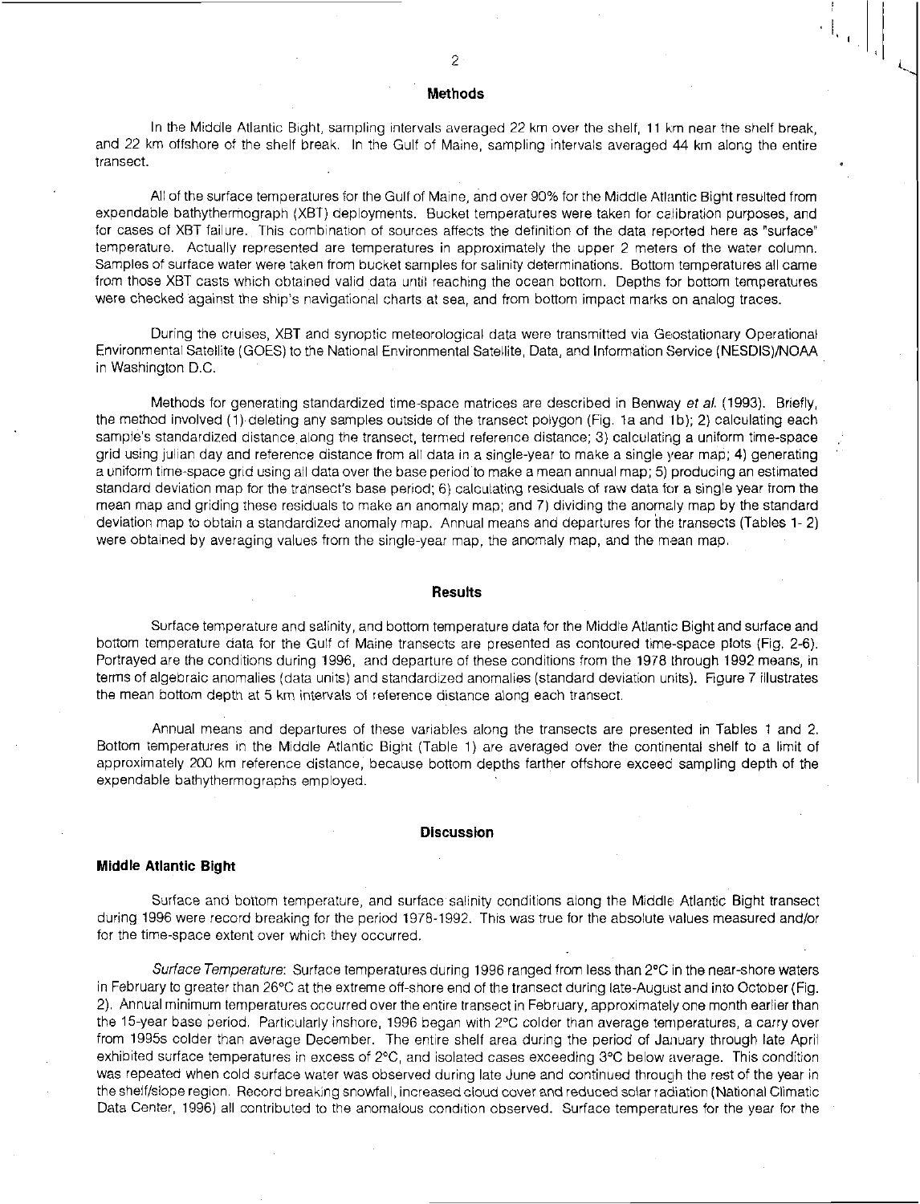## Methods

In the Middle Atlantic Bight, sampling intervals averaged 22 km over the shelf, 11 km near the shelf break, and 22 km offshore of the shelf break. In the Gulf of Maine, sampling intervals averaged 44 km along the entire transect.

All of the surface temperatures for the Gulf of Maine, and over 90% for the Middle Atlantic Bight resulted from expendable bathythermograph (XBT) deployments. Bucket temperatures were taken for calibration purposes, and for cases of XBT failure. This combination of sources affects the definition of the data reported here as "surface" temperature. Actually represented are temperatures in approximately the upper 2 meters of the water column. Samples of surface water were taken from bucket samples for salinity determinations. Bottom temperatures all came from those XBT casts which obtained valid data until reaching the ocean bottom. Depths for bottom temperatures were checked against the ship's navigational charts at sea, and from bottom impact marks on analog traces.

During the cruises, XBT and synoptic meteorological data were transmitted via Geostationary Operational Environmental Satellite (GOES) to the National Environmental Satellite, Data, and Information Service (NESDIS)/NOAA in Washington D.C.

Methods for generating standardized time-space matrices are described in Benway *et al.* (1993). Briefly, the method involved (1) deleting any samples outside of the transect polygon (Fig. 1a and 1b); 2) calculating each sample's standardized distance along the transect, termed reference distance; 3) calculating a uniform time-space grid using julian day and reference distance from all data in a single-year to make a single year map; 4) generating a uniform time-space grid using all data over the base period to make a mean annual map; 5) producing an estimated standard deviation map for the transect's base period; 6) calculating residuals of raw data for a single year from the mean map and griding these residuals to make an anomaly map; and 7) dividing the anomaly map by the standard deviation map to obtain a standardized anomaly map. Annual means and departures for the transects (Tables 1- 2) were obtained by averaging values from the single-year map, the anomaly map, and the mean map.

## Results

Surface temperature and salinity, and bottom temperature data for the Middle Atlantic Bight and surface and bottom temperature data for the Gulf of Maine transects are presented as contoured time-space plots (Fig. 2-6). Portrayed are the conditions during 1996, and departure of these conditions from the 1978 through 1992 means, in terms of algebraic anomalies (data units) and standardized anomalies (standard deviation units). Figure 7 illustrates the mean bottom depth at 5 km intervals of reference distance along each transect.

Annual means and departures of these variables along the transects are presented in Tables 1 and 2. Bottom temperatures in the Middle Atlantic Bight (Table 1) are averaged over the continental shelf to a limit of approximately 200 km reference distance, because bottom depths farther offshore exceed sampling depth of the expendable bathythermographs employed.

## Discussion

### Middle Atlantic Bight

Surface and bottom temperature, and surface salinity conditions along the Middle Atlantic Bight transect during 1996 were record breaking for the period 1978-1992. This was true for the absolute values measured and/or for the time-space extent over which they occurred.

*Surface Temperature*: Surface temperatures during 1996 ranged from less than 2°C in the near-shore waters in February to greater than 26°C at the extreme off-shore end of the transect during late-August and into October (Fig. 2). Annual minimum temperatures occurred over the entire transect in February, approximately one month earlier than the 15-year base period. Particularly inshore, 1996 began with 2°C colder than average temperatures, a carry over from 1995s colder than average December. The entire shelf area during the period of January through late April exhibited surface temperatures in excess of 2°C, and isolated cases exceeding 3°C below average. This condition was repeated when cold surface water was observed during late June and continued through the rest of the year in the shelf/slope region. Record breaking snowfall, increased cloud cover and reduced solar radiation (National Climatic Data Center, 1996) all contributed to the anomalous condition observed. Surface temperatures for the year for the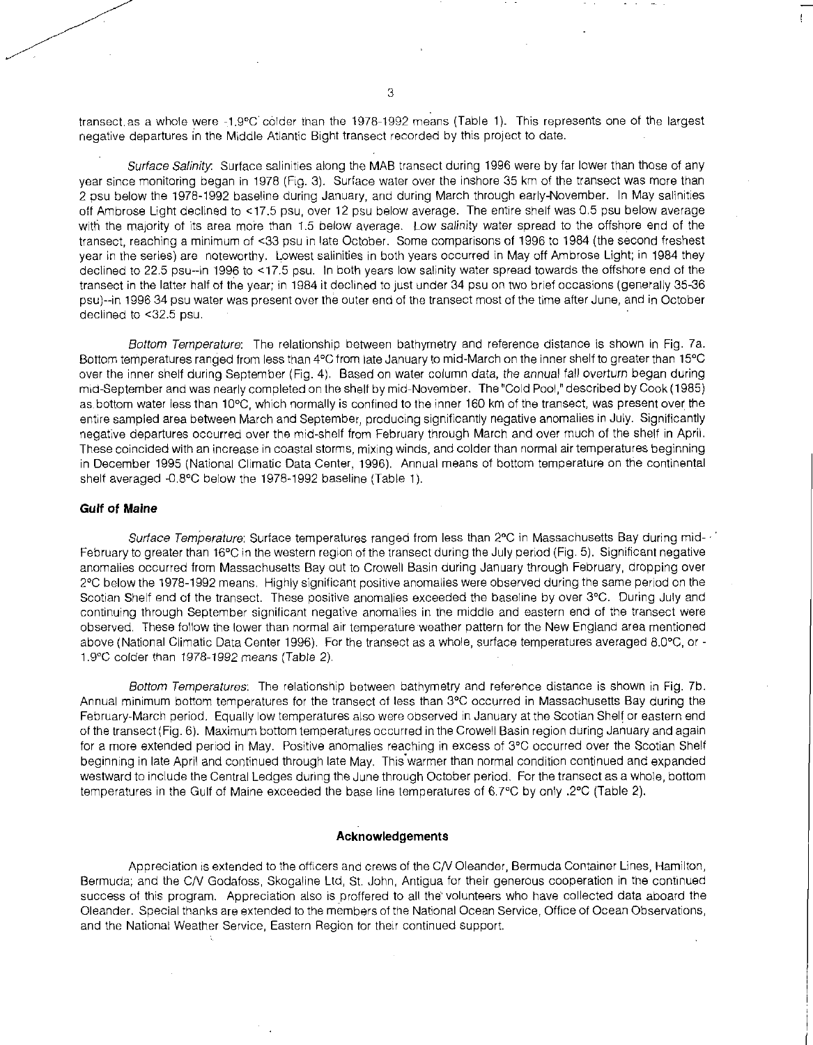transect as a whole were -1.9°C colder than the 1978-1992 means (Table 1). This represents one of the largest negative departures in the Middle Atlantic Bight transect recorded by this project to date.

*Surface Salinity*: Surface salinities along the MAB transect during 1996 were by far lower than those of any year since monitoring began in 1978 (Fig. 3). Surface water over the inshore 35 km of the transect was more than 2 psu below the 1978-1992 baseline during January, and during March through early-November. In May salinities off Ambrose Light declined to <17.5 psu, over 12 psu below average. The entire shelf was 0.5 psu below average with the majority of its area more than 1.5 below average. Low salinity water spread to the offshore end of the transect, reaching a minimum of <33 psu in late October. Some comparisons of 1996 to 1984 (the second freshest year in the series) are noteworthy. Lowest salinities in both years occurred in May off Ambrose Light; in 1984 they declined to 22.5 psu--in 1996 to <17.5 psu. In both years low salinity water spread towards the offshore end of the transect in the latter half of the year; in 1984 it declined to just under 34 psu on two brief occasions (generally 35-36 psu)--in 1996 34 psu water was present over the outer end of the transect most of the time after June, and in October declined to <32.5 psu.

*Bottom Temperature*: The relationship between bathymetry and reference distance is shown in Fig. 7a. Bottom temperatures ranged from less than 4°C from late January to mid-March on the inner shelf to greater than 15°C over the inner shelf during September (Fig. 4). Based on water column data, the annual fall overturn began during mid-September and was nearly completed on the shelf by mid-November. The "Cold Pool," described by Cook (1985) as bottom water less than 10°C, which normally is confined to the inner 160 km of the transect, was present over the entire sampled area between March and September, producing significantly negative anomalies in July. Significantly negative departures occurred over the mid-shelf from February through March and over much of the shelf in April. These coincided with an increase in coastal storms, mixing winds, and colder than normal air temperatures beginning in December 1995 (National Climatic Data Center, 1996). Annual means of bottom temperature on the continental shelf averaged -0.8°C below the 1978-1992 baseline (Table 1).

### Gulf of Maine

*Surface Temperature*: Surface temperatures ranged from less than 2°C in Massachusetts Bay during mid-February to greater than 16°C in the western region of the transect during the July period (Fig. 5). Significant negative anomalies occurred from Massachusetts Bay out to Crowell Basin during January through February, dropping over 2°C below the 1978-1992 means. Highly significant positive anomalies were observed during the same period on the Scotian Shelf end of the transect. These positive anomalies exceeded the baseline by over 3°C. During July and continuing through September significant negative anomalies in the middle and eastern end of the transect were observed. These follow the lower than normal air temperature weather pattern for the New England area mentioned above (National Climatic Data Center 1996). For the transect as a whole, surface temperatures averaged 8.0°C, or -1.9°C colder than 1978-1992 means (Table 2).

*Bottom Temperatures*: The relationship between bathymetry and reference distance is shown in Fig. 7b. Annual minimum bottom temperatures for the transect of less than 3°C occurred in Massachusetts Bay during the February-March period. Equally low temperatures also were observed in January at the Scotian Shelf or eastern end of the transect (Fig. 6). Maximum bottom temperatures occurred in the Crowell Basin region during January and again for a more extended period in May. Positive anomalies reaching in excess of 3°C occurred over the Scotian Shelf beginning in late April and continued through late May. This warmer than normal condition continued and expanded westward to include the Central Ledges during the June through October period. For the transect as a whole, bottom temperatures in the Gulf of Maine exceeded the base line temperatures of 6.7°C by only .2°C (Table 2).

## Acknowledgements

Appreciation is extended to the officers and crews of the C/V Oleander, Bermuda Container Lines, Hamilton, Bermuda; and the C/V Godafoss, Skogaline Ltd, St. John, Antigua for their generous cooperation in the continued success of this program. Appreciation also is proffered to all the volunteers who have collected data aboard the Oleander. Special thanks are extended to the members of the National Ocean Service, Office of Ocean Observations, and the National Weather Service, Eastern Region for their continued support.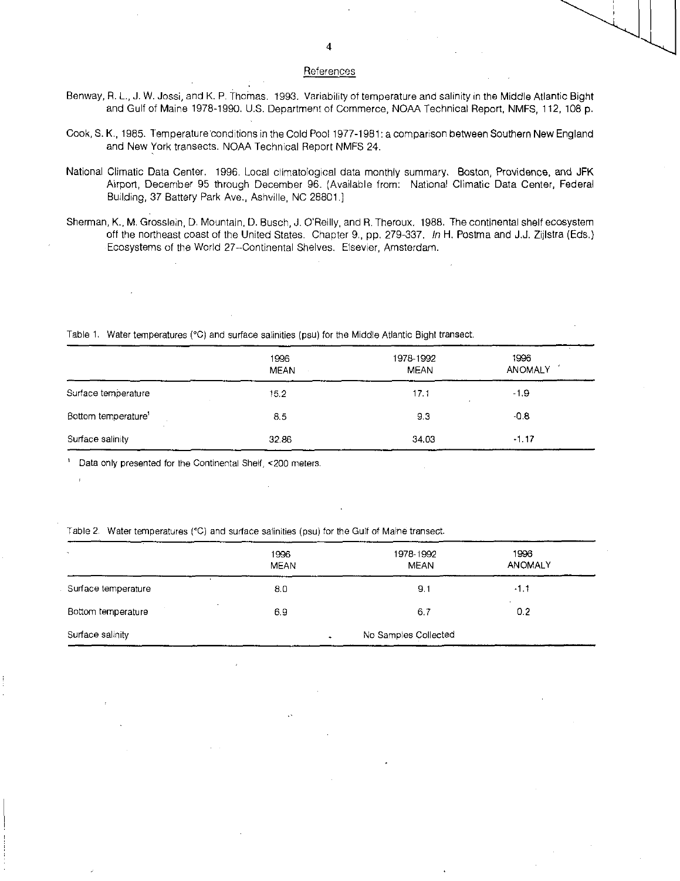## References

Benway, R. L., J. W. Jossi, and K. P. Thomas. 1993. Variability of temperature and salinity in the Middle Atlantic Bight and Gulf of Maine 1978-1990. U.S. Department of Commerce, NOAA Technical Report, NMFS, 112, 108 p.

Cook, S. K., 1985. Temperature conditions in the Cold Pool 1977-1981: a comparison between Southern New England and New York transects. NOAA Technical Report NMFS 24.

National Climatic Data Center. 1996. Local climatological data monthly summary. Boston, Providence, and JFK Airport, December 95 through December 96. [Available from: National Climatic Data Center, Federal Building, 37 Battery Park Ave., Ashville, NC 28801.]

Sherman, K., M. Grosslein, D. Mountain, D. Busch, J. O'Reilly, and R. Theroux. 1988. The continental shelf ecosystem off the northeast coast of the United States. Chapter 9., pp. 279-337. *In* H. Postma and J.J. Zijlstra (Eds.) Ecosystems of the World 27--Continental Shelves. Elsevier, Amsterdam.

Table 1. Water temperatures (°C) and surface salinities (psu) for the Middle Atlantic Bight transect.

| | 1996 MEAN | 1978-1992 MEAN | 1996 ANOMALY |
|---|---|---|---|
| Surface temperature | 15.2 | 17.1 | -1.9 |
| Bottom temperature[1] | 8.5 | 9.3 | -0.8 |
| Surface salinity | 32.86 | 34.03 | -1.17 |

[1] Data only presented for the Continental Shelf, <200 meters.

Table 2. Water temperatures (°C) and surface salinities (psu) for the Gulf of Maine transect.

| | 1996 MEAN | 1978-1992 MEAN | 1996 ANOMALY |
|---|---|---|---|
| Surface temperature | 8.0 | 9.1 | -1.1 |
| Bottom temperature | 6.9 | 6.7 | 0.2 |
| Surface salinity | | No Samples Collected | |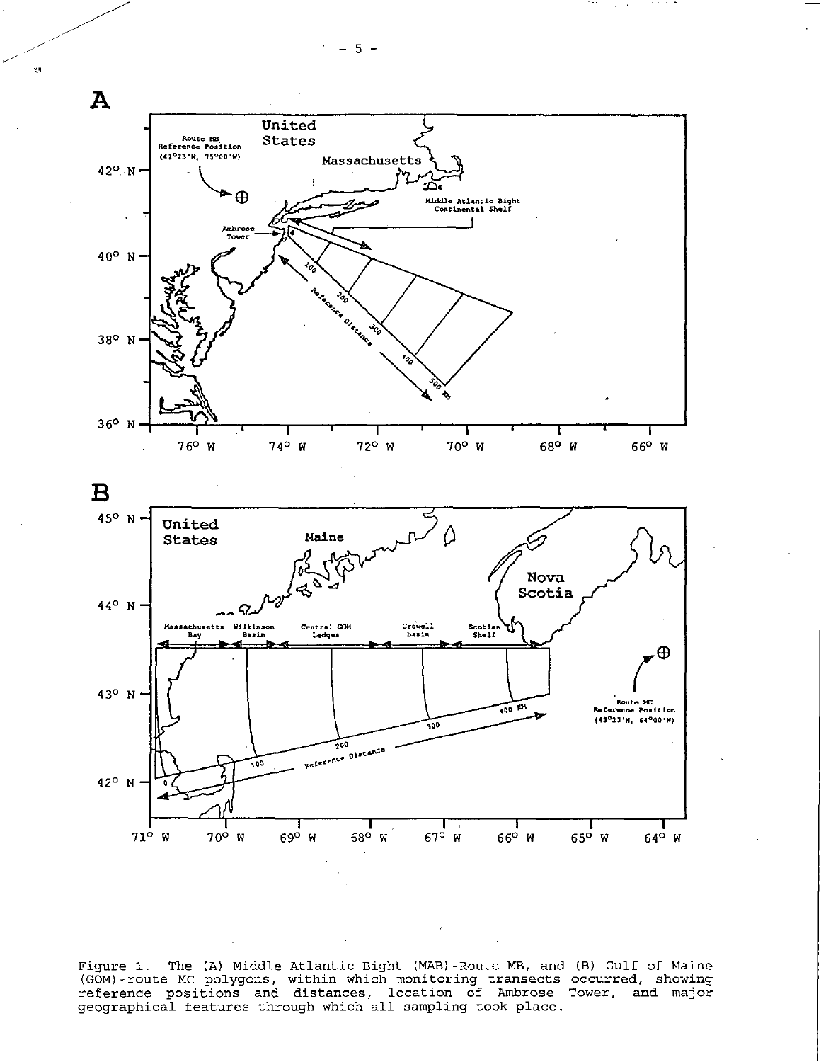Figure 1. The (A) Middle Atlantic Bight (MAB)-Route MB, and (B) Gulf of Maine (GOM)-route MC polygons, within which monitoring transects occurred, showing reference positions and distances, location of Ambrose Tower, and major geographical features through which all sampling took place.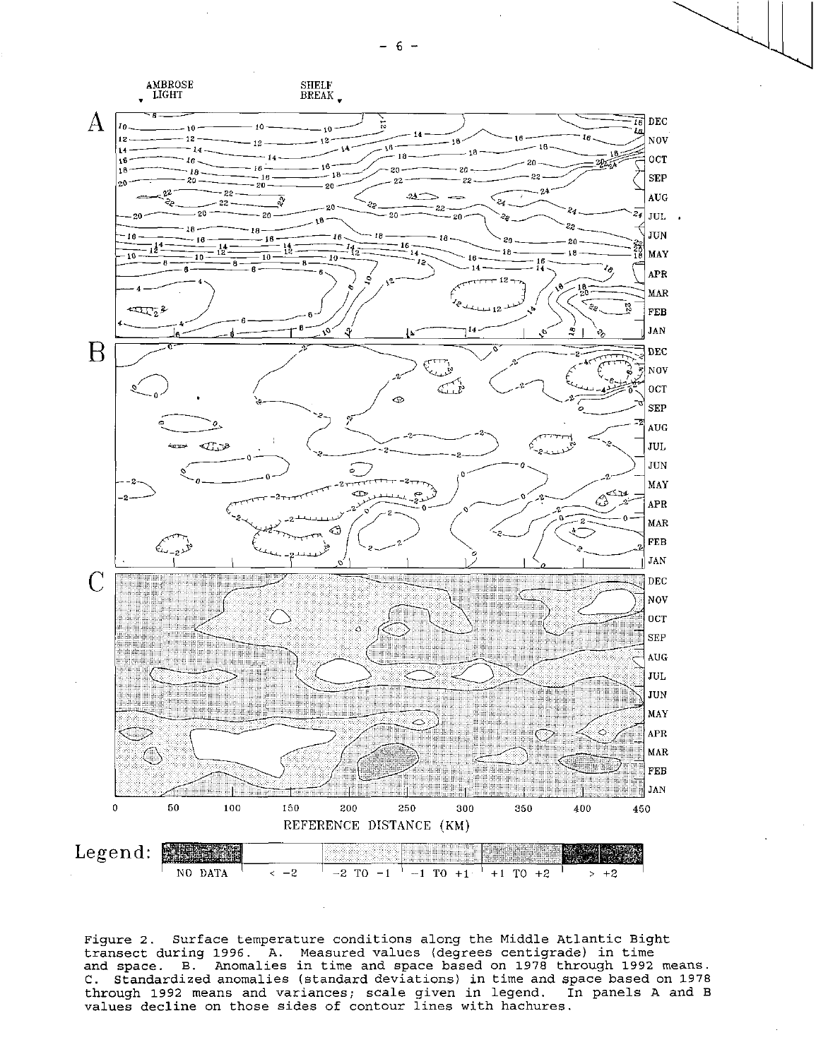Figure 2. Surface temperature conditions along the Middle Atlantic Bight transect during 1996. A. Measured values (degrees centigrade) in time and space. B. Anomalies in time and space based on 1978 through 1992 means. C. Standardized anomalies (standard deviations) in time and space based on 1978 through 1992 means and variances; scale given in legend. In panels A and B values decline on those sides of contour lines with hachures.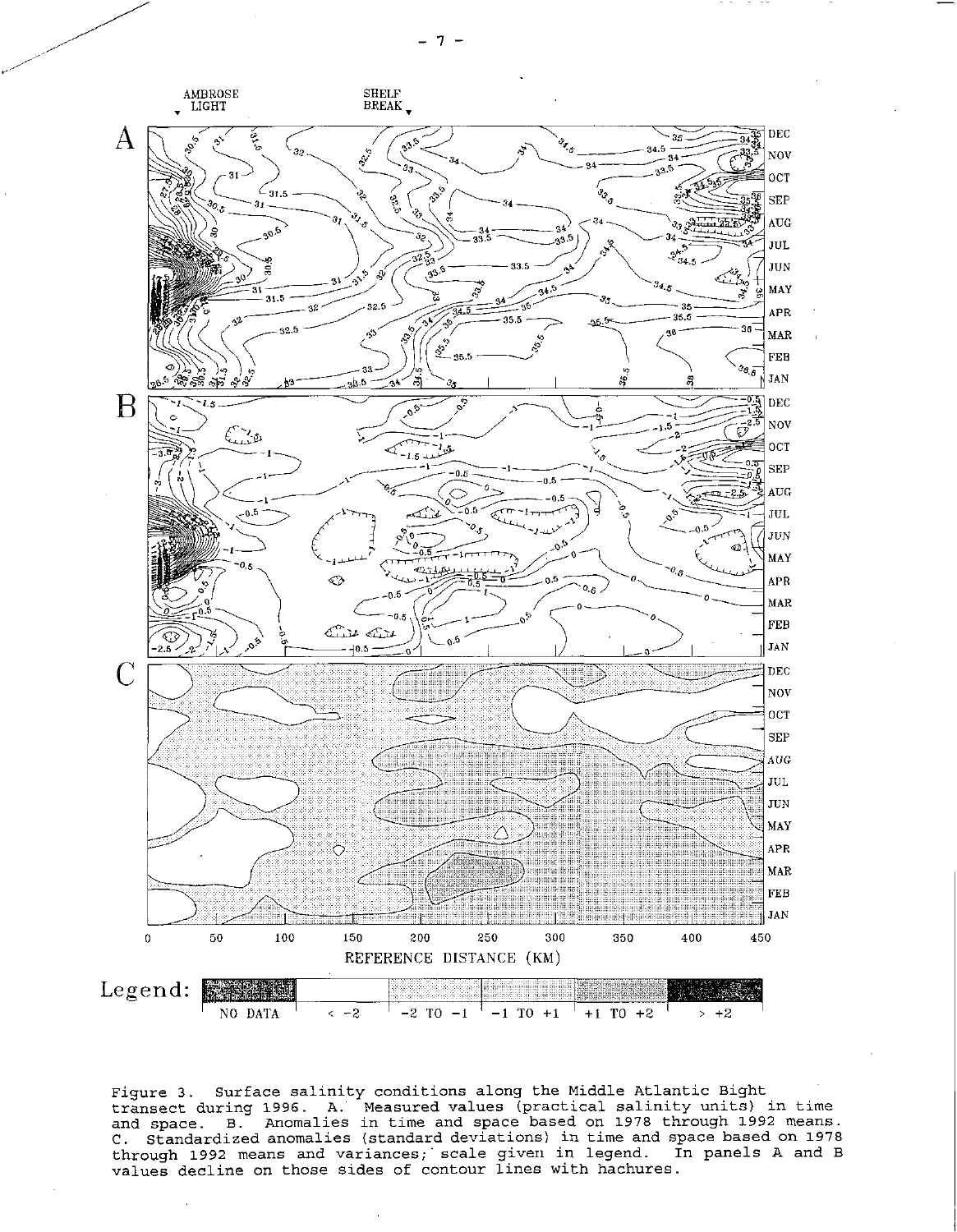Figure 3. Surface salinity conditions along the Middle Atlantic Bight transect during 1996. A. Measured values (practical salinity units) in time and space. B. Anomalies in time and space based on 1978 through 1992 means. C. Standardized anomalies (standard deviations) in time and space based on 1978 through 1992 means and variances; scale given in legend. In panels A and B values decline on those sides of contour lines with hachures.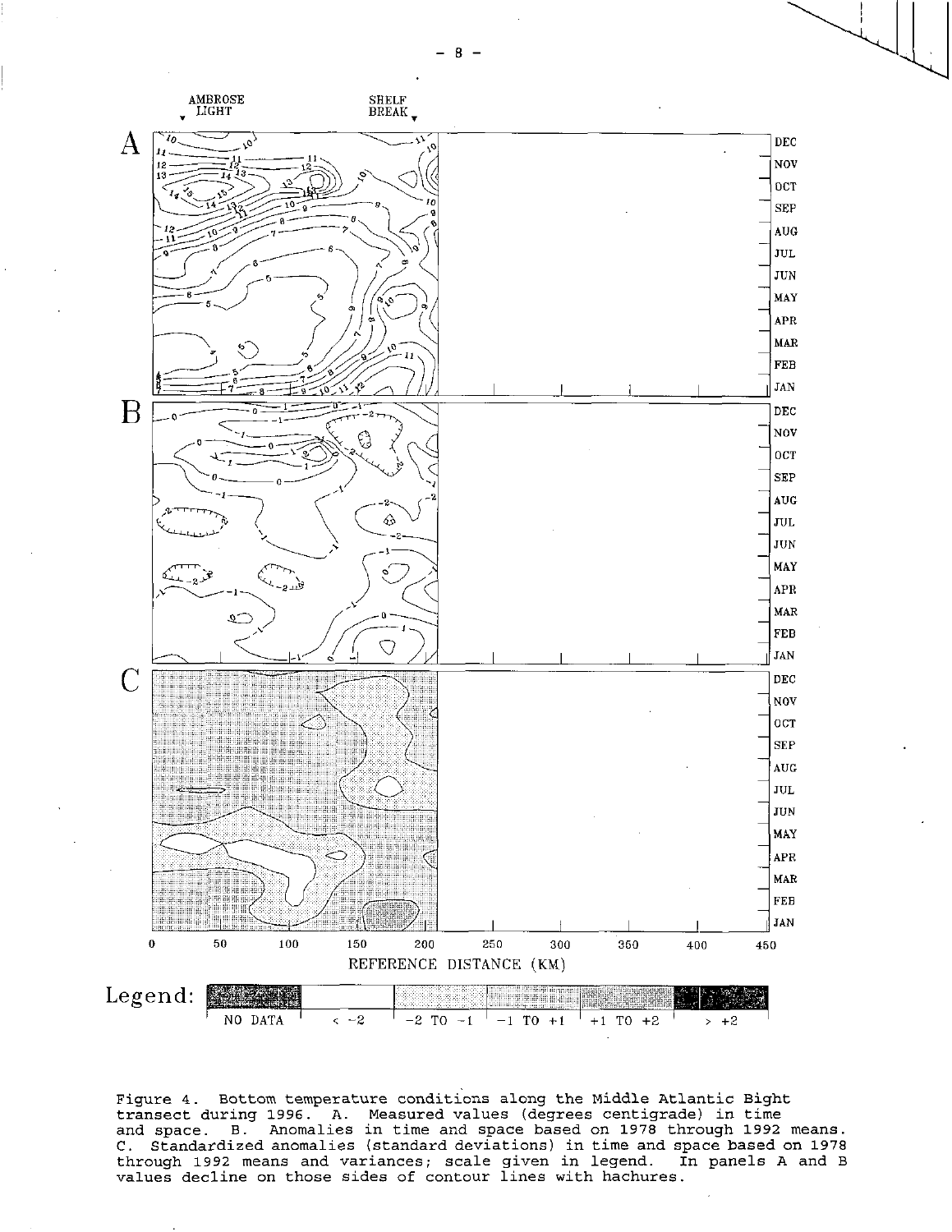Figure 4. Bottom temperature conditions along the Middle Atlantic Bight transect during 1996. A. Measured values (degrees centigrade) in time and space. B. Anomalies in time and space based on 1978 through 1992 means. C. Standardized anomalies (standard deviations) in time and space based on 1978 through 1992 means and variances; scale given in legend. In panels A and B values decline on those sides of contour lines with hachures.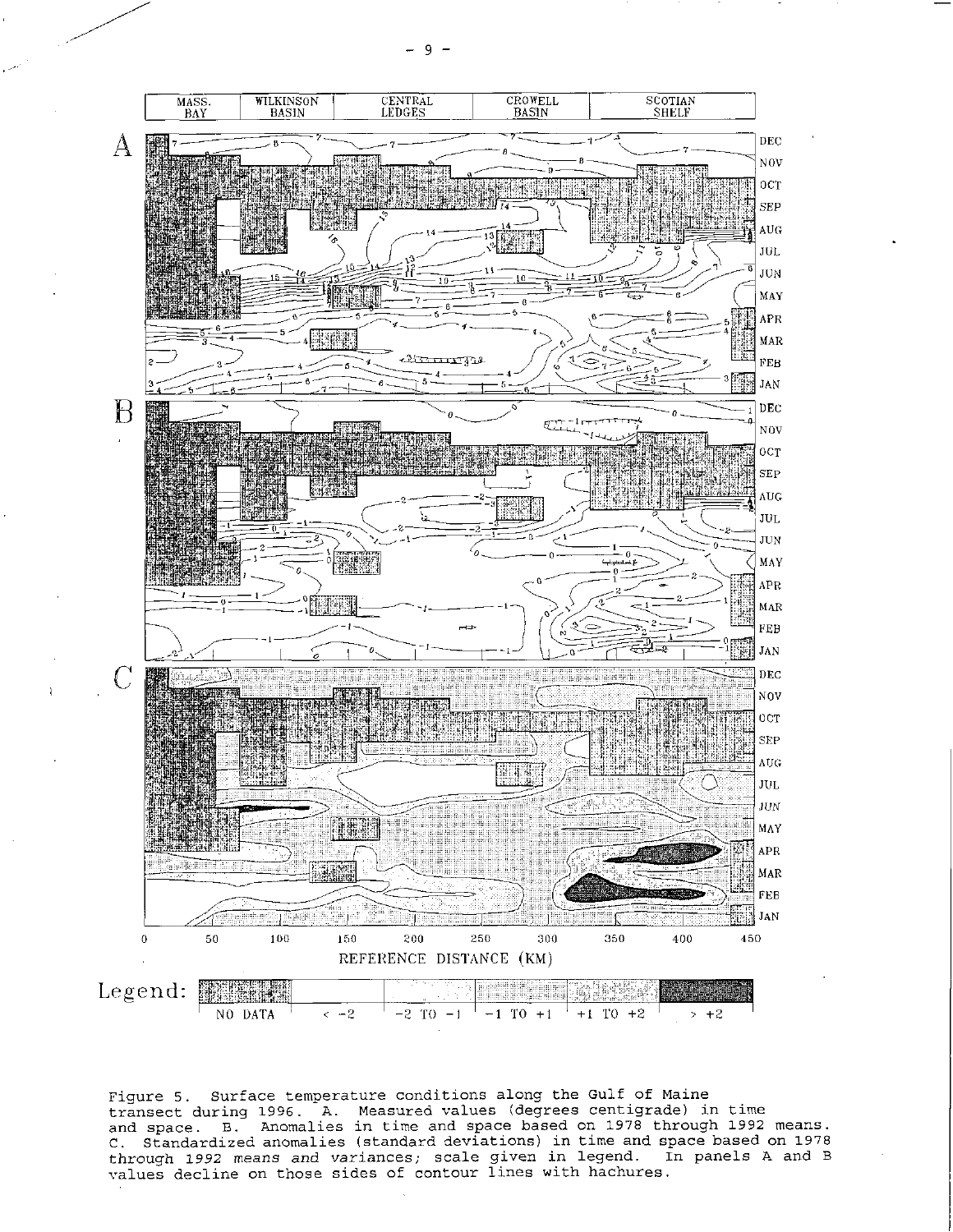Figure 5. Surface temperature conditions along the Gulf of Maine transect during 1996. A. Measured values (degrees centigrade) in time and space. B. Anomalies in time and space based on 1978 through 1992 means. C. Standardized anomalies (standard deviations) in time and space based on 1978 through 1992 means and variances; scale given in legend. In panels A and B values decline on those sides of contour lines with hachures.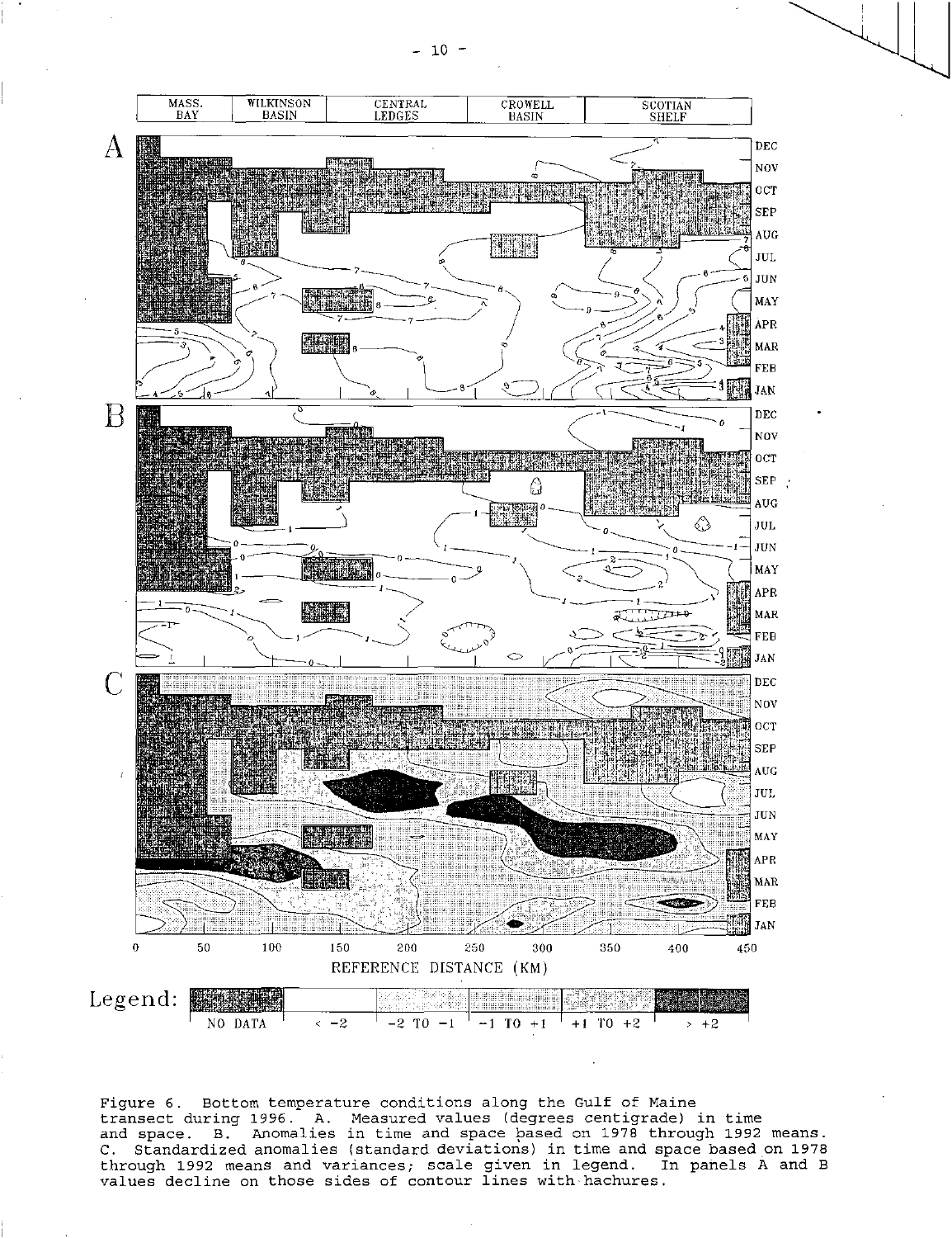Figure 6. Bottom temperature conditions along the Gulf of Maine transect during 1996. A. Measured values (degrees centigrade) in time and space. B. Anomalies in time and space based on 1978 through 1992 means. C. Standardized anomalies (standard deviations) in time and space based on 1978 through 1992 means and variances; scale given in legend. In panels A and B values decline on those sides of contour lines with hachures.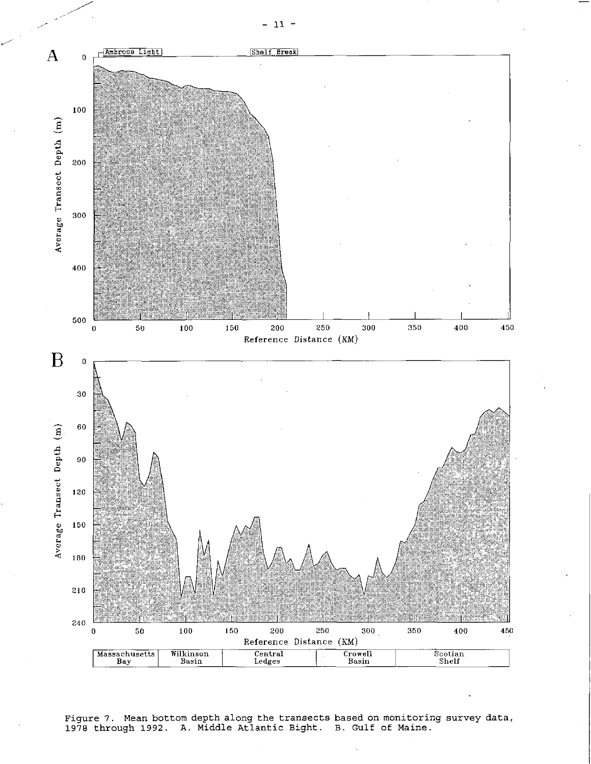A

Ambrose Light

Shelf Break

Average Transect Depth (m)

0

100

200

300

400

500

0 50 100 150 200 250 300 350 400 450

Reference Distance (KM)

B

Average Transect Depth (m)

0

30

60

90

120

150

180

210

240

0 50 100 150 200 250 300 350 400 450

Reference Distance (KM)

Massachusetts Bay

Wilkinson Basin

Central Ledges

Crowell Basin

Scotian Shelf

Figure 7. Mean bottom depth along the transects based on monitoring survey data, 1978 through 1992. A. Middle Atlantic Bight. B. Gulf of Maine.